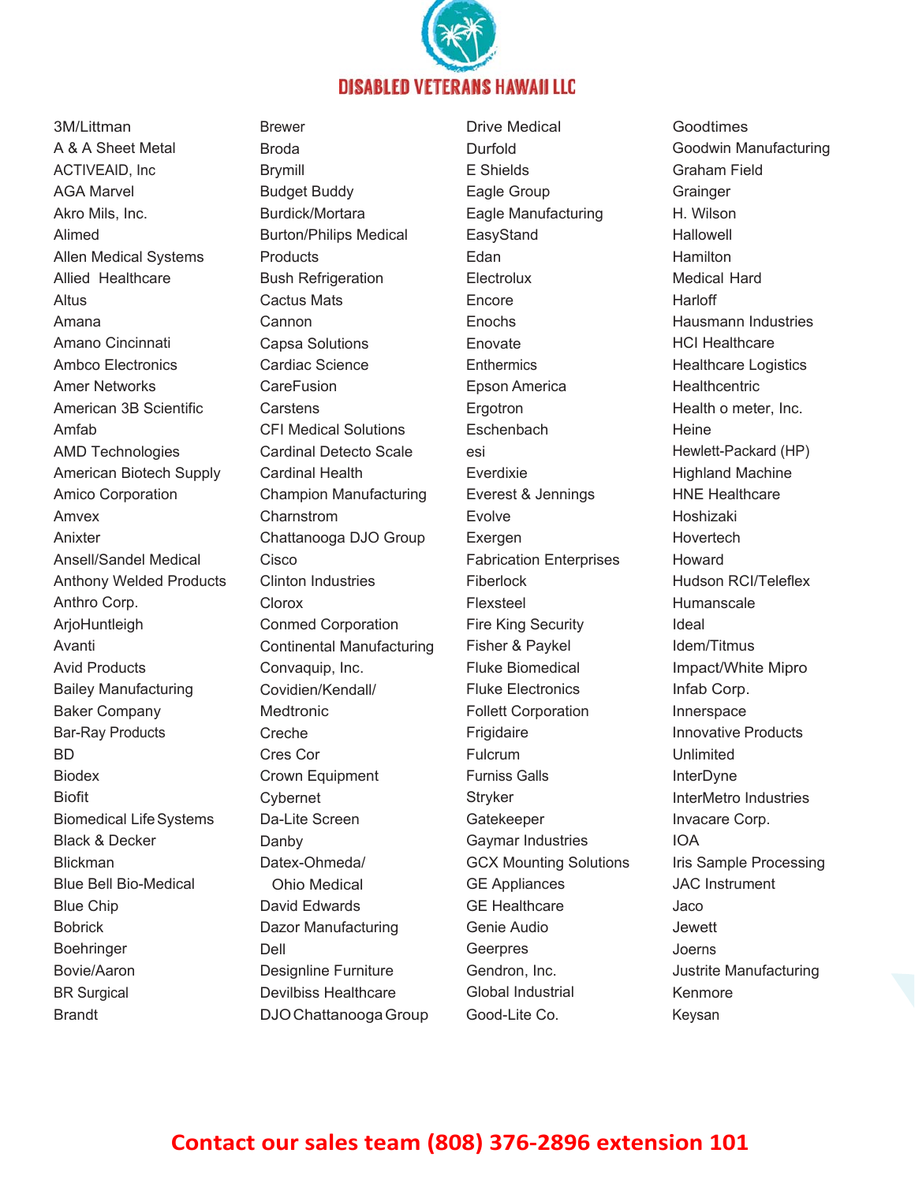# DISABLED VETERANS HAWAII LLC

3M/Littman
A & A Sheet Metal
ACTIVEAID, Inc
AGA Marvel
Akro Mils, Inc.
Alimed
Allen Medical Systems
Allied Healthcare
Altus
Amana
Amano Cincinnati
Ambco Electronics
Amer Networks
American 3B Scientific
Amfab
AMD Technologies
American Biotech Supply
Amico Corporation
Amvex
Anixter
Ansell/Sandel Medical
Anthony Welded Products
Anthro Corp.
ArjoHuntleigh
Avanti
Avid Products
Bailey Manufacturing
Baker Company
Bar-Ray Products
BD
Biodex
Biofit
Biomedical Life Systems
Black & Decker
Blickman
Blue Bell Bio-Medical
Blue Chip
Bobrick
Boehringer
Bovie/Aaron
BR Surgical
Brandt
Brewer
Broda
Brymill
Budget Buddy
Burdick/Mortara
Burton/Philips Medical Products
Bush Refrigeration
Cactus Mats
Cannon
Capsa Solutions
Cardiac Science
CareFusion
Carstens
CFI Medical Solutions
Cardinal Detecto Scale
Cardinal Health
Champion Manufacturing
Charnstrom
Chattanooga DJO Group
Cisco
Clinton Industries
Clorox
Conmed Corporation
Continental Manufacturing
Convaquip, Inc.
Covidien/Kendall/Medtronic
Creche
Cres Cor
Crown Equipment
Cybernet
Da-Lite Screen
Danby
Datex-Ohmeda/Ohio Medical
David Edwards
Dazor Manufacturing
Dell
Designline Furniture
Devilbiss Healthcare
DJO Chattanooga Group
Drive Medical
Durfold
E Shields
Eagle Group
Eagle Manufacturing
EasyStand
Edan
Electrolux
Encore
Enochs
Enovate
Enthermics
Epson America
Ergotron
Eschenbach
esi
Everdixie
Everest & Jennings
Evolve
Exergen
Fabrication Enterprises
Fiberlock
Flexsteel
Fire King Security
Fisher & Paykel
Fluke Biomedical
Fluke Electronics
Follett Corporation
Frigidaire
Fulcrum
Furniss Galls
Stryker
Gatekeeper
Gaymar Industries
GCX Mounting Solutions
GE Appliances
GE Healthcare
Genie Audio
Geerpres
Gendron, Inc.
Global Industrial
Good-Lite Co.
Goodtimes
Goodwin Manufacturing
Graham Field
Grainger
H. Wilson
Hallowell
Hamilton
Medical Hard
Harloff
Hausmann Industries
HCI Healthcare
Healthcare Logistics
Healthcentric
Health o meter, Inc.
Heine
Hewlett-Packard (HP)
Highland Machine
HNE Healthcare
Hoshizaki
Hovertech
Howard
Hudson RCI/Teleflex
Humanscale
Ideal
Idem/Titmus
Impact/White Mipro
Infab Corp.
Innerspace
Innovative Products Unlimited
InterDyne
InterMetro Industries
Invacare Corp.
IOA
Iris Sample Processing
JAC Instrument
Jaco
Jewett
Joerns
Justrite Manufacturing
Kenmore
Keysan

**Contact our sales team (808) 376-2896 extension 101**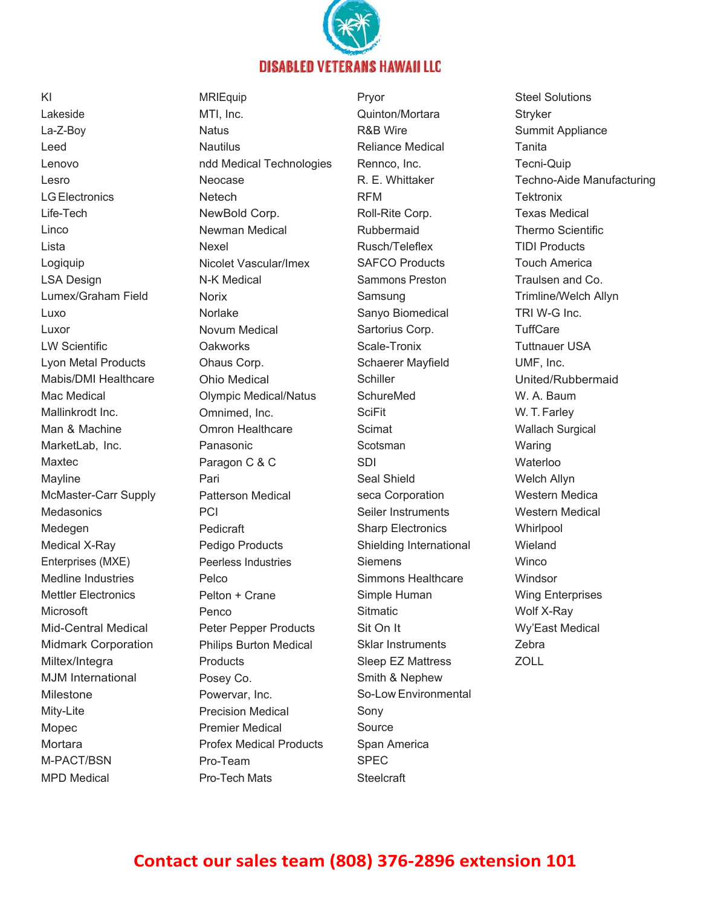DISABLED VETERANS HAWAII LLC

KI
Lakeside
La-Z-Boy
Leed
Lenovo
Lesro
LG Electronics
Life-Tech
Linco
Lista
Logiquip
LSA Design
Lumex/Graham Field
Luxo
Luxor
LW Scientific
Lyon Metal Products
Mabis/DMI Healthcare
Mac Medical
Mallinkrodt Inc.
Man & Machine
MarketLab, Inc.
Maxtec
Mayline
McMaster-Carr Supply
Medasonics
Medegen
Medical X-Ray Enterprises (MXE)
Medline Industries
Mettler Electronics
Microsoft
Mid-Central Medical
Midmark Corporation
Miltex/Integra
MJM International
Milestone
Mity-Lite
Mopec
Mortara
M-PACT/BSN
MPD Medical
MRIEquip
MTI, Inc.
Natus
Nautilus
ndd Medical Technologies
Neocase
Netech
NewBold Corp.
Newman Medical
Nexel
Nicolet Vascular/Imex
N-K Medical
Norix
Norlake
Novum Medical
Oakworks
Ohaus Corp.
Ohio Medical
Olympic Medical/Natus
Omnimed, Inc.
Omron Healthcare
Panasonic
Paragon C & C
Pari
Patterson Medical
PCI
Pedicraft
Pedigo Products
Peerless Industries
Pelco
Pelton + Crane
Penco
Peter Pepper Products
Philips Burton Medical Products
Posey Co.
Powervar, Inc.
Precision Medical
Premier Medical
Profex Medical Products
Pro-Team
Pro-Tech Mats
Pryor
Quinton/Mortara
R&B Wire
Reliance Medical
Rennco, Inc.
R. E. Whittaker
RFM
Roll-Rite Corp.
Rubbermaid
Rusch/Teleflex
SAFCO Products
Sammons Preston
Samsung
Sanyo Biomedical
Sartorius Corp.
Scale-Tronix
Schaerer Mayfield
Schiller
SchureMed
SciFit
Scimat
Scotsman
SDI
Seal Shield
seca Corporation
Seiler Instruments
Sharp Electronics
Shielding International
Siemens
Simmons Healthcare
Simple Human
Sitmatic
Sit On It
Sklar Instruments
Sleep EZ Mattress
Smith & Nephew
So-Low Environmental
Sony
Source
Span America
SPEC
Steelcraft
Steel Solutions
Stryker
Summit Appliance
Tanita
Tecni-Quip
Techno-Aide Manufacturing
Tektronix
Texas Medical
Thermo Scientific
TIDI Products
Touch America
Traulsen and Co.
Trimline/Welch Allyn
TRI W-G Inc.
TuffCare
Tuttnauer USA
UMF, Inc.
United/Rubbermaid
W. A. Baum
W. T. Farley
Wallach Surgical
Waring
Waterloo
Welch Allyn
Western Medica
Western Medical
Whirlpool
Wieland
Winco
Windsor
Wing Enterprises
Wolf X-Ray
Wy'East Medical
Zebra
ZOLL

**Contact our sales team (808) 376-2896 extension 101**